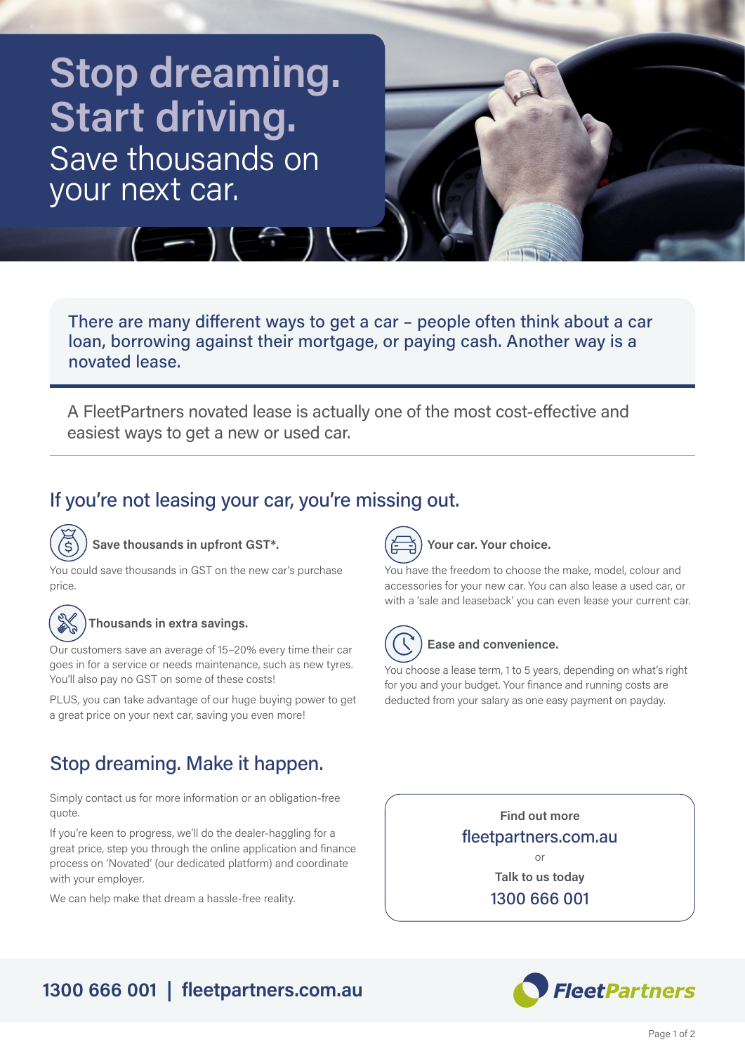# Stop dreaming. Start driving.

Save thousands on your next car.

There are many different ways to get a car – people often think about a car loan, borrowing against their mortgage, or paying cash. Another way is a novated lease.

A FleetPartners novated lease is actually one of the most cost-effective and easiest ways to get a new or used car.

## If you're not leasing your car, you're missing out.

**Save thousands in upfront GST*.**

You could save thousands in GST on the new car's purchase price.

**Thousands in extra savings.**

Our customers save an average of 15–20% every time their car goes in for a service or needs maintenance, such as new tyres. You'll also pay no GST on some of these costs!

PLUS, you can take advantage of our huge buying power to get a great price on your next car, saving you even more!

**Your car. Your choice.**

You have the freedom to choose the make, model, colour and accessories for your new car. You can also lease a used car, or with a 'sale and leaseback' you can even lease your current car.

**Ease and convenience.**

You choose a lease term, 1 to 5 years, depending on what's right for you and your budget. Your finance and running costs are deducted from your salary as one easy payment on payday.

## Stop dreaming. Make it happen.

Simply contact us for more information or an obligation-free quote.

If you're keen to progress, we'll do the dealer-haggling for a great price, step you through the online application and finance process on 'Novated' (our dedicated platform) and coordinate with your employer.

We can help make that dream a hassle-free reality.

**Find out more**
fleetpartners.com.au
or
**Talk to us today**
1300 666 001

**1300 666 001 | fleetpartners.com.au**

FleetPartners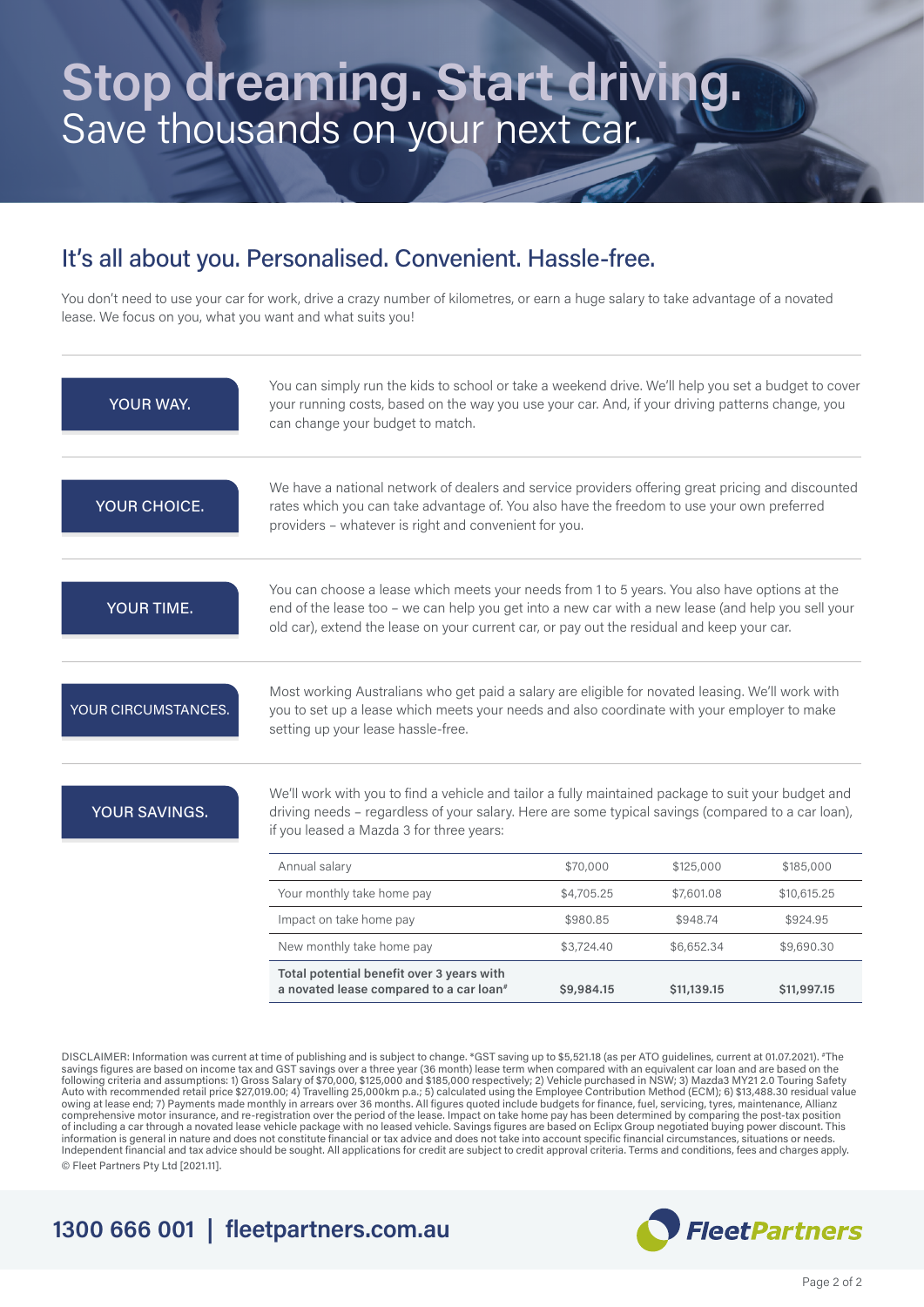# Stop dreaming. Start driving.

Save thousands on your next car.

## It's all about you. Personalised. Convenient. Hassle-free.

You don't need to use your car for work, drive a crazy number of kilometres, or earn a huge salary to take advantage of a novated lease. We focus on you, what you want and what suits you!

### YOUR WAY.

You can simply run the kids to school or take a weekend drive. We'll help you set a budget to cover your running costs, based on the way you use your car. And, if your driving patterns change, you can change your budget to match.

### YOUR CHOICE.

We have a national network of dealers and service providers offering great pricing and discounted rates which you can take advantage of. You also have the freedom to use your own preferred providers – whatever is right and convenient for you.

### YOUR TIME.

You can choose a lease which meets your needs from 1 to 5 years. You also have options at the end of the lease too – we can help you get into a new car with a new lease (and help you sell your old car), extend the lease on your current car, or pay out the residual and keep your car.

### YOUR CIRCUMSTANCES.

Most working Australians who get paid a salary are eligible for novated leasing. We'll work with you to set up a lease which meets your needs and also coordinate with your employer to make setting up your lease hassle-free.

### YOUR SAVINGS.

We'll work with you to find a vehicle and tailor a fully maintained package to suit your budget and driving needs – regardless of your salary. Here are some typical savings (compared to a car loan), if you leased a Mazda 3 for three years:

| Annual salary | $70,000 | $125,000 | $185,000 |
|---|---|---|---|
| Your monthly take home pay | $4,705.25 | $7,601.08 | $10,615.25 |
| Impact on take home pay | $980.85 | $948.74 | $924.95 |
| New monthly take home pay | $3,724.40 | $6,652.34 | $9,690.30 |
| **Total potential benefit over 3 years with a novated lease compared to a car loan#** | **$9,984.15** | **$11,139.15** | **$11,997.15** |

DISCLAIMER: Information was current at time of publishing and is subject to change. *GST saving up to $5,521.18 (as per ATO guidelines, current at 01.07.2021). #The savings figures are based on income tax and GST savings over a three year (36 month) lease term when compared with an equivalent car loan and are based on the following criteria and assumptions: 1) Gross Salary of $70,000, $125,000 and $185,000 respectively; 2) Vehicle purchased in NSW; 3) Mazda3 MY21 2.0 Touring Safety Auto with recommended retail price $27,019.00; 4) Travelling 25,000km p.a.; 5) calculated using the Employee Contribution Method (ECM); 6) $13,488.30 residual value owing at lease end; 7) Payments made monthly in arrears over 36 months. All figures quoted include budgets for finance, fuel, servicing, tyres, maintenance, Allianz comprehensive motor insurance, and re-registration over the period of the lease. Impact on take home pay has been determined by comparing the post-tax position of including a car through a novated lease vehicle package with no leased vehicle. Savings figures are based on Eclipx Group negotiated buying power discount. This information is general in nature and does not constitute financial or tax advice and does not take into account specific financial circumstances, situations or needs. Independent financial and tax advice should be sought. All applications for credit are subject to credit approval criteria. Terms and conditions, fees and charges apply.
© Fleet Partners Pty Ltd [2021.11].

**1300 666 001 | fleetpartners.com.au**

FleetPartners